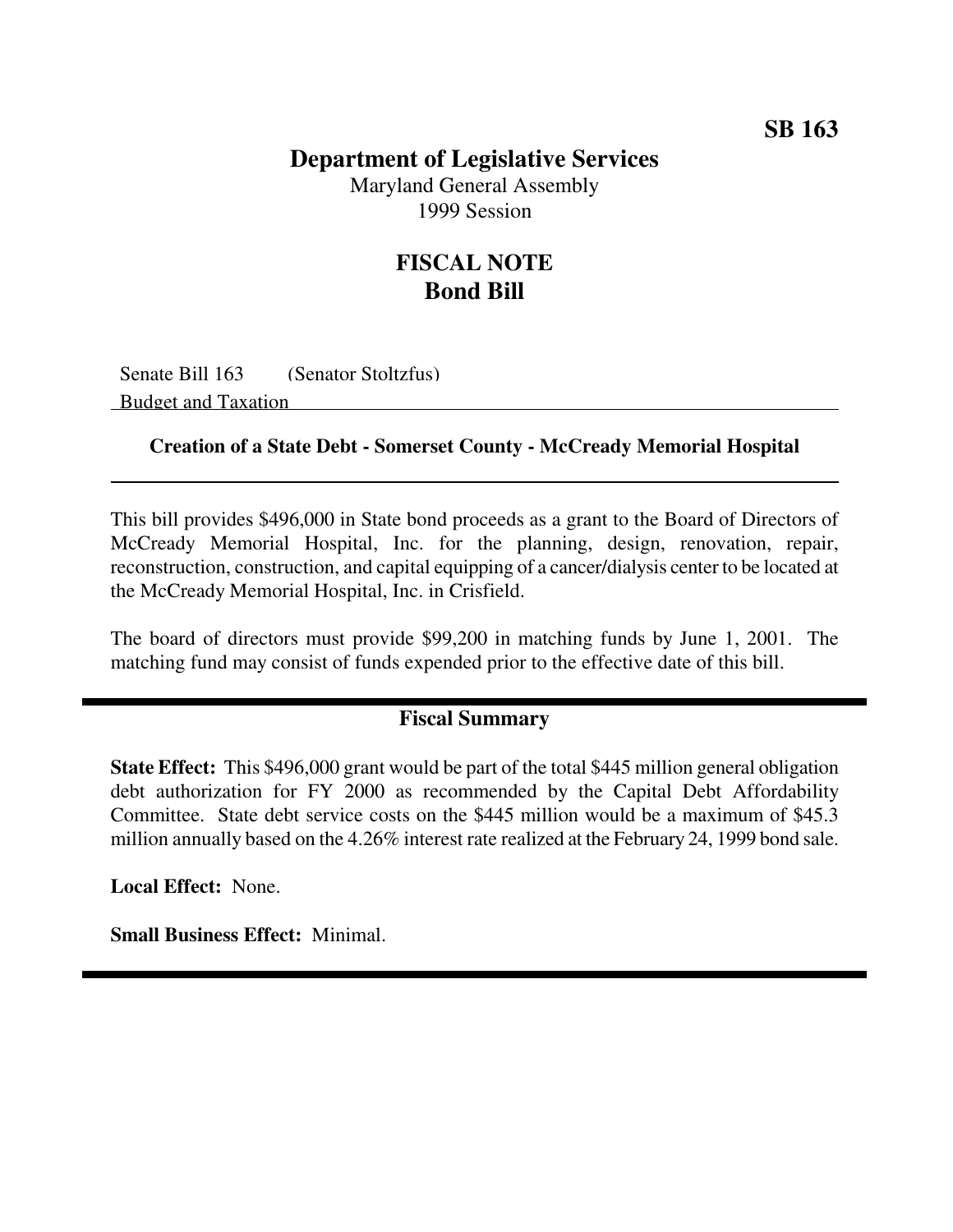**SB 163**

# Department of Legislative Services

Maryland General Assembly
1999 Session

## FISCAL NOTE
## Bond Bill

Senate Bill 163 (Senator Stoltzfus)
Budget and Taxation

### Creation of a State Debt - Somerset County - McCready Memorial Hospital

This bill provides $496,000 in State bond proceeds as a grant to the Board of Directors of McCready Memorial Hospital, Inc. for the planning, design, renovation, repair, reconstruction, construction, and capital equipping of a cancer/dialysis center to be located at the McCready Memorial Hospital, Inc. in Crisfield.

The board of directors must provide $99,200 in matching funds by June 1, 2001. The matching fund may consist of funds expended prior to the effective date of this bill.

### Fiscal Summary

**State Effect:** This $496,000 grant would be part of the total $445 million general obligation debt authorization for FY 2000 as recommended by the Capital Debt Affordability Committee. State debt service costs on the $445 million would be a maximum of $45.3 million annually based on the 4.26% interest rate realized at the February 24, 1999 bond sale.

**Local Effect:** None.

**Small Business Effect:** Minimal.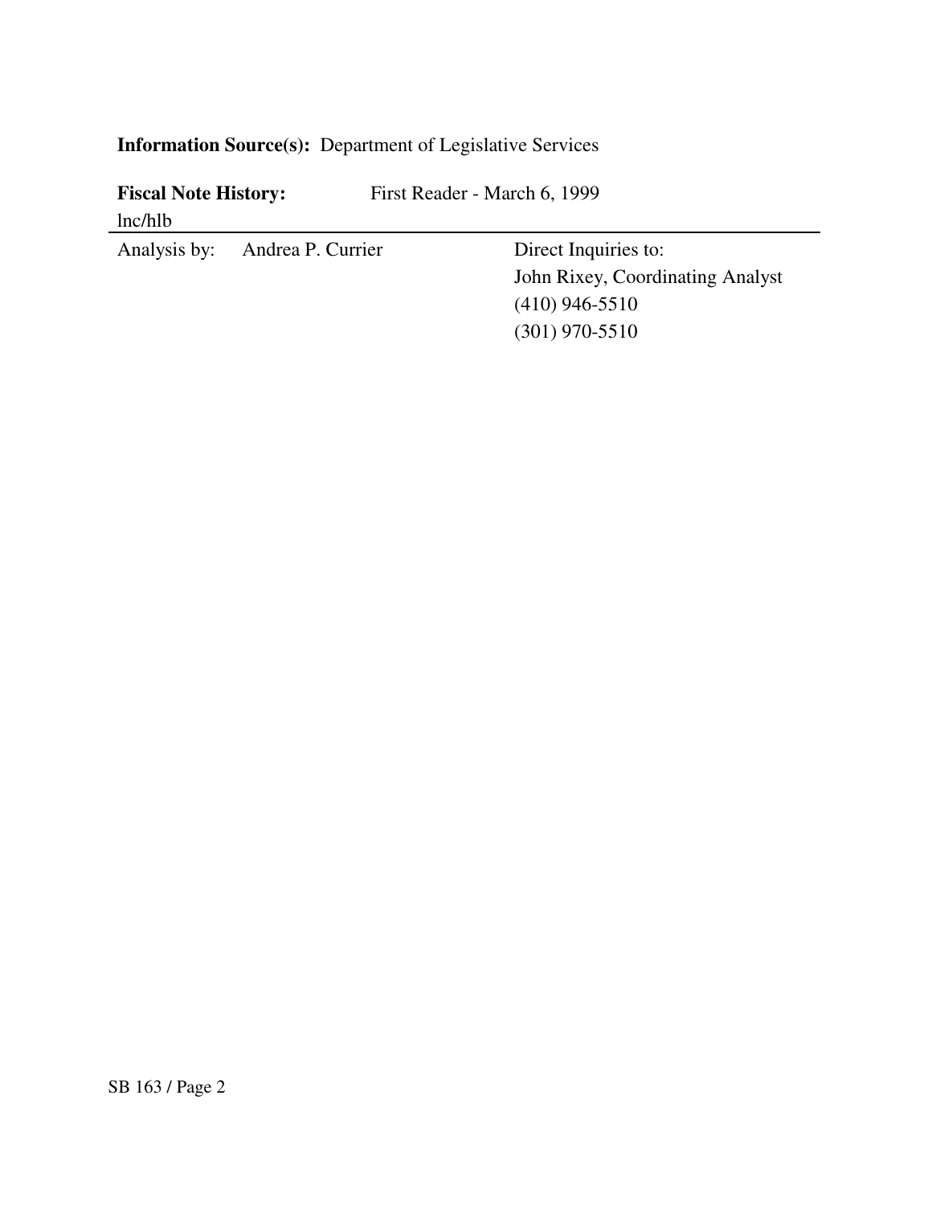**Information Source(s):** Department of Legislative Services

**Fiscal Note History:** First Reader - March 6, 1999

lnc/hlb

---

Analysis by: Andrea P. Currier

Direct Inquiries to:
John Rixey, Coordinating Analyst
(410) 946-5510
(301) 970-5510